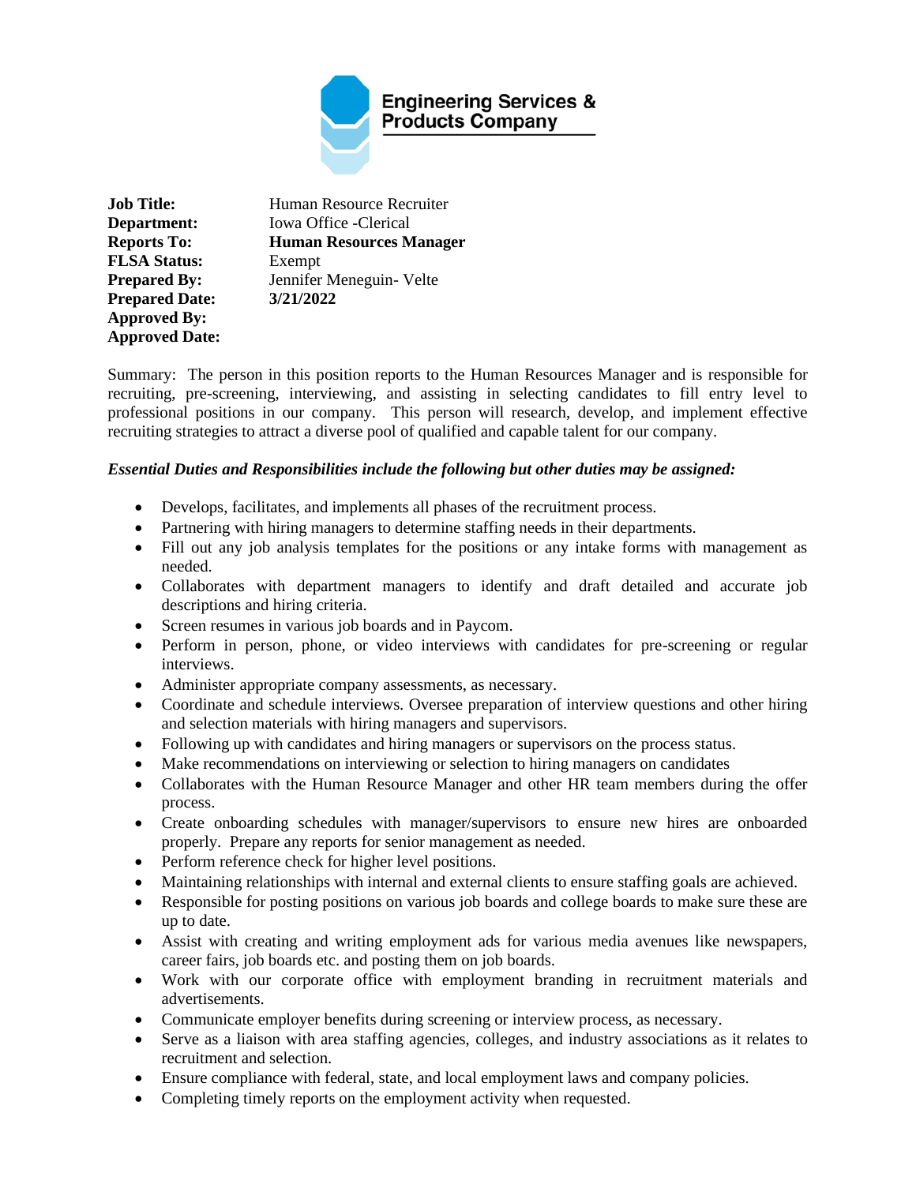**Engineering Services & Products Company**

| | |
|---|---|
| **Job Title:** | Human Resource Recruiter |
| **Department:** | Iowa Office -Clerical |
| **Reports To:** | **Human Resources Manager** |
| **FLSA Status:** | Exempt |
| **Prepared By:** | Jennifer Meneguin- Velte |
| **Prepared Date:** | **3/21/2022** |
| **Approved By:** | |
| **Approved Date:** | |

Summary: The person in this position reports to the Human Resources Manager and is responsible for recruiting, pre-screening, interviewing, and assisting in selecting candidates to fill entry level to professional positions in our company. This person will research, develop, and implement effective recruiting strategies to attract a diverse pool of qualified and capable talent for our company.

***Essential Duties and Responsibilities include the following but other duties may be assigned:***

- Develops, facilitates, and implements all phases of the recruitment process.
- Partnering with hiring managers to determine staffing needs in their departments.
- Fill out any job analysis templates for the positions or any intake forms with management as needed.
- Collaborates with department managers to identify and draft detailed and accurate job descriptions and hiring criteria.
- Screen resumes in various job boards and in Paycom.
- Perform in person, phone, or video interviews with candidates for pre-screening or regular interviews.
- Administer appropriate company assessments, as necessary.
- Coordinate and schedule interviews. Oversee preparation of interview questions and other hiring and selection materials with hiring managers and supervisors.
- Following up with candidates and hiring managers or supervisors on the process status.
- Make recommendations on interviewing or selection to hiring managers on candidates
- Collaborates with the Human Resource Manager and other HR team members during the offer process.
- Create onboarding schedules with manager/supervisors to ensure new hires are onboarded properly. Prepare any reports for senior management as needed.
- Perform reference check for higher level positions.
- Maintaining relationships with internal and external clients to ensure staffing goals are achieved.
- Responsible for posting positions on various job boards and college boards to make sure these are up to date.
- Assist with creating and writing employment ads for various media avenues like newspapers, career fairs, job boards etc. and posting them on job boards.
- Work with our corporate office with employment branding in recruitment materials and advertisements.
- Communicate employer benefits during screening or interview process, as necessary.
- Serve as a liaison with area staffing agencies, colleges, and industry associations as it relates to recruitment and selection.
- Ensure compliance with federal, state, and local employment laws and company policies.
- Completing timely reports on the employment activity when requested.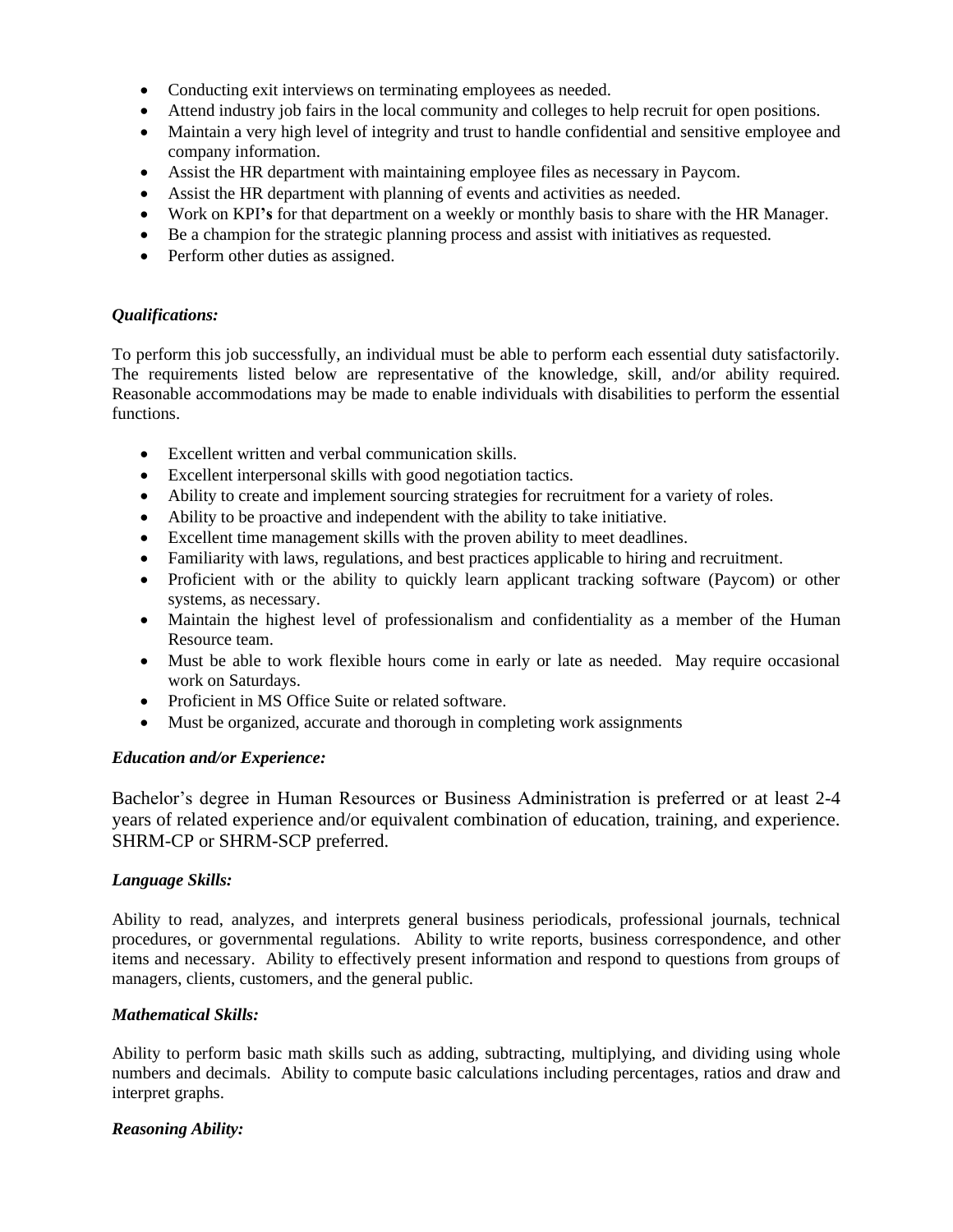- Conducting exit interviews on terminating employees as needed.
- Attend industry job fairs in the local community and colleges to help recruit for open positions.
- Maintain a very high level of integrity and trust to handle confidential and sensitive employee and company information.
- Assist the HR department with maintaining employee files as necessary in Paycom.
- Assist the HR department with planning of events and activities as needed.
- Work on KPI**'s** for that department on a weekly or monthly basis to share with the HR Manager.
- Be a champion for the strategic planning process and assist with initiatives as requested.
- Perform other duties as assigned.

***Qualifications:***

To perform this job successfully, an individual must be able to perform each essential duty satisfactorily. The requirements listed below are representative of the knowledge, skill, and/or ability required. Reasonable accommodations may be made to enable individuals with disabilities to perform the essential functions.

- Excellent written and verbal communication skills.
- Excellent interpersonal skills with good negotiation tactics.
- Ability to create and implement sourcing strategies for recruitment for a variety of roles.
- Ability to be proactive and independent with the ability to take initiative.
- Excellent time management skills with the proven ability to meet deadlines.
- Familiarity with laws, regulations, and best practices applicable to hiring and recruitment.
- Proficient with or the ability to quickly learn applicant tracking software (Paycom) or other systems, as necessary.
- Maintain the highest level of professionalism and confidentiality as a member of the Human Resource team.
- Must be able to work flexible hours come in early or late as needed. May require occasional work on Saturdays.
- Proficient in MS Office Suite or related software.
- Must be organized, accurate and thorough in completing work assignments

***Education and/or Experience:***

Bachelor's degree in Human Resources or Business Administration is preferred or at least 2-4 years of related experience and/or equivalent combination of education, training, and experience. SHRM-CP or SHRM-SCP preferred.

***Language Skills:***

Ability to read, analyzes, and interprets general business periodicals, professional journals, technical procedures, or governmental regulations. Ability to write reports, business correspondence, and other items and necessary. Ability to effectively present information and respond to questions from groups of managers, clients, customers, and the general public.

***Mathematical Skills:***

Ability to perform basic math skills such as adding, subtracting, multiplying, and dividing using whole numbers and decimals. Ability to compute basic calculations including percentages, ratios and draw and interpret graphs.

***Reasoning Ability:***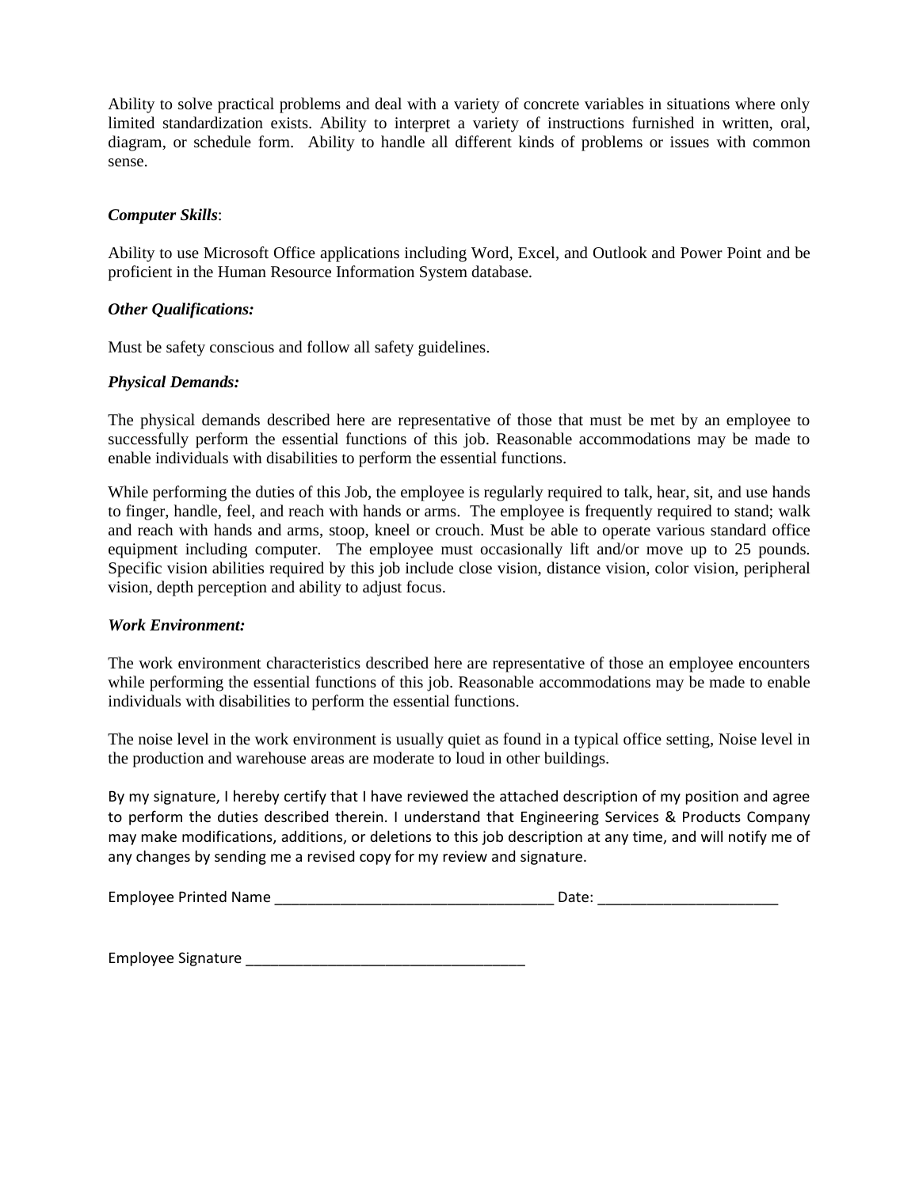Ability to solve practical problems and deal with a variety of concrete variables in situations where only limited standardization exists. Ability to interpret a variety of instructions furnished in written, oral, diagram, or schedule form. Ability to handle all different kinds of problems or issues with common sense.

***Computer Skills***:

Ability to use Microsoft Office applications including Word, Excel, and Outlook and Power Point and be proficient in the Human Resource Information System database.

***Other Qualifications:***

Must be safety conscious and follow all safety guidelines.

***Physical Demands:***

The physical demands described here are representative of those that must be met by an employee to successfully perform the essential functions of this job. Reasonable accommodations may be made to enable individuals with disabilities to perform the essential functions.

While performing the duties of this Job, the employee is regularly required to talk, hear, sit, and use hands to finger, handle, feel, and reach with hands or arms. The employee is frequently required to stand; walk and reach with hands and arms, stoop, kneel or crouch. Must be able to operate various standard office equipment including computer. The employee must occasionally lift and/or move up to 25 pounds. Specific vision abilities required by this job include close vision, distance vision, color vision, peripheral vision, depth perception and ability to adjust focus.

***Work Environment:***

The work environment characteristics described here are representative of those an employee encounters while performing the essential functions of this job. Reasonable accommodations may be made to enable individuals with disabilities to perform the essential functions.

The noise level in the work environment is usually quiet as found in a typical office setting, Noise level in the production and warehouse areas are moderate to loud in other buildings.

By my signature, I hereby certify that I have reviewed the attached description of my position and agree to perform the duties described therein. I understand that Engineering Services & Products Company may make modifications, additions, or deletions to this job description at any time, and will notify me of any changes by sending me a revised copy for my review and signature.

Employee Printed Name ___________________________________ Date: ______________________

Employee Signature ___________________________________